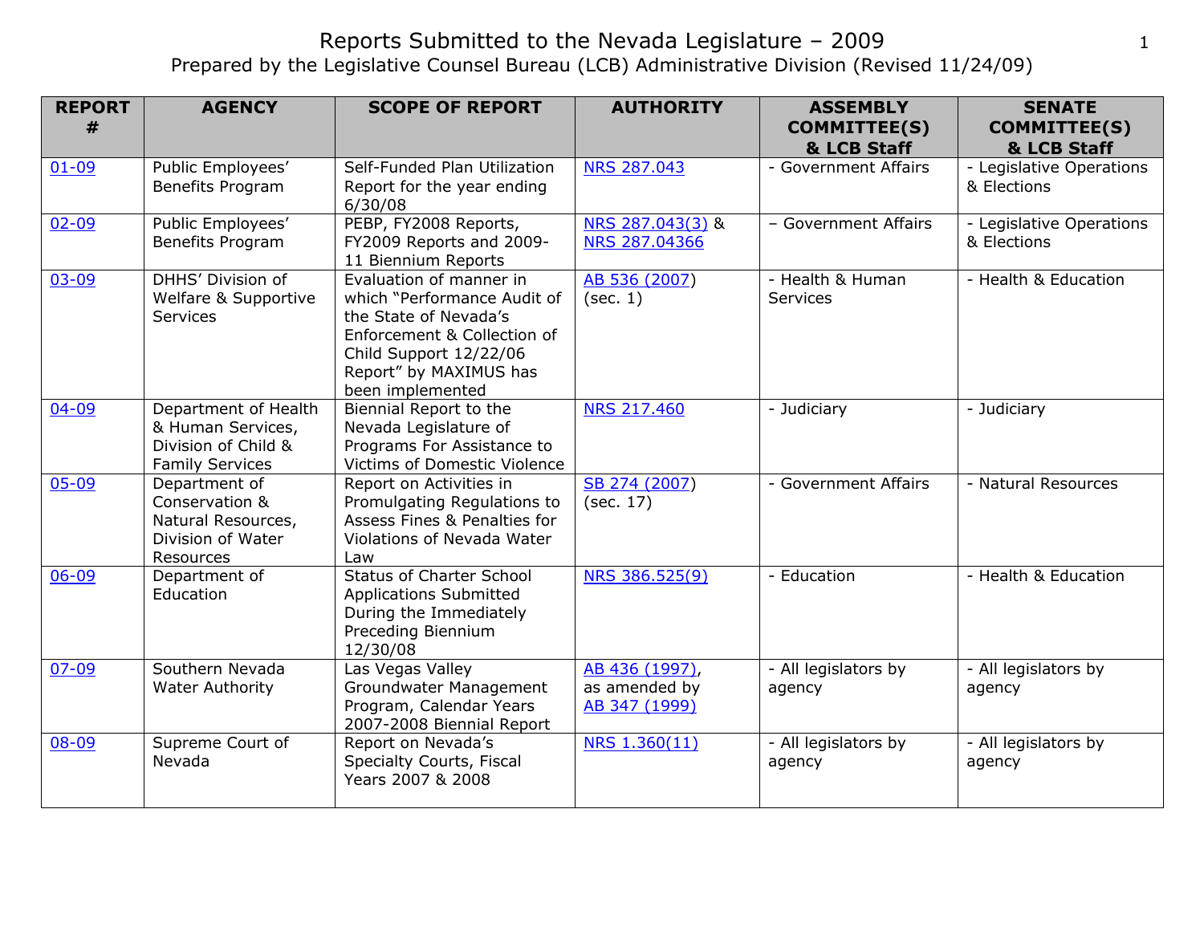# Reports Submitted to the Nevada Legislature – 2009

Prepared by the Legislative Counsel Bureau (LCB) Administrative Division (Revised 11/24/09)

| REPORT # | AGENCY | SCOPE OF REPORT | AUTHORITY | ASSEMBLY COMMITTEE(S) & LCB Staff | SENATE COMMITTEE(S) & LCB Staff |
|---|---|---|---|---|---|
| 01-09 | Public Employees' Benefits Program | Self-Funded Plan Utilization Report for the year ending 6/30/08 | NRS 287.043 | - Government Affairs | - Legislative Operations & Elections |
| 02-09 | Public Employees' Benefits Program | PEBP, FY2008 Reports, FY2009 Reports and 2009-11 Biennium Reports | NRS 287.043(3) & NRS 287.04366 | – Government Affairs | - Legislative Operations & Elections |
| 03-09 | DHHS' Division of Welfare & Supportive Services | Evaluation of manner in which "Performance Audit of the State of Nevada's Enforcement & Collection of Child Support 12/22/06 Report" by MAXIMUS has been implemented | AB 536 (2007) (sec. 1) | - Health & Human Services | - Health & Education |
| 04-09 | Department of Health & Human Services, Division of Child & Family Services | Biennial Report to the Nevada Legislature of Programs For Assistance to Victims of Domestic Violence | NRS 217.460 | - Judiciary | - Judiciary |
| 05-09 | Department of Conservation & Natural Resources, Division of Water Resources | Report on Activities in Promulgating Regulations to Assess Fines & Penalties for Violations of Nevada Water Law | SB 274 (2007) (sec. 17) | - Government Affairs | - Natural Resources |
| 06-09 | Department of Education | Status of Charter School Applications Submitted During the Immediately Preceding Biennium 12/30/08 | NRS 386.525(9) | - Education | - Health & Education |
| 07-09 | Southern Nevada Water Authority | Las Vegas Valley Groundwater Management Program, Calendar Years 2007-2008 Biennial Report | AB 436 (1997), as amended by AB 347 (1999) | - All legislators by agency | - All legislators by agency |
| 08-09 | Supreme Court of Nevada | Report on Nevada's Specialty Courts, Fiscal Years 2007 & 2008 | NRS 1.360(11) | - All legislators by agency | - All legislators by agency |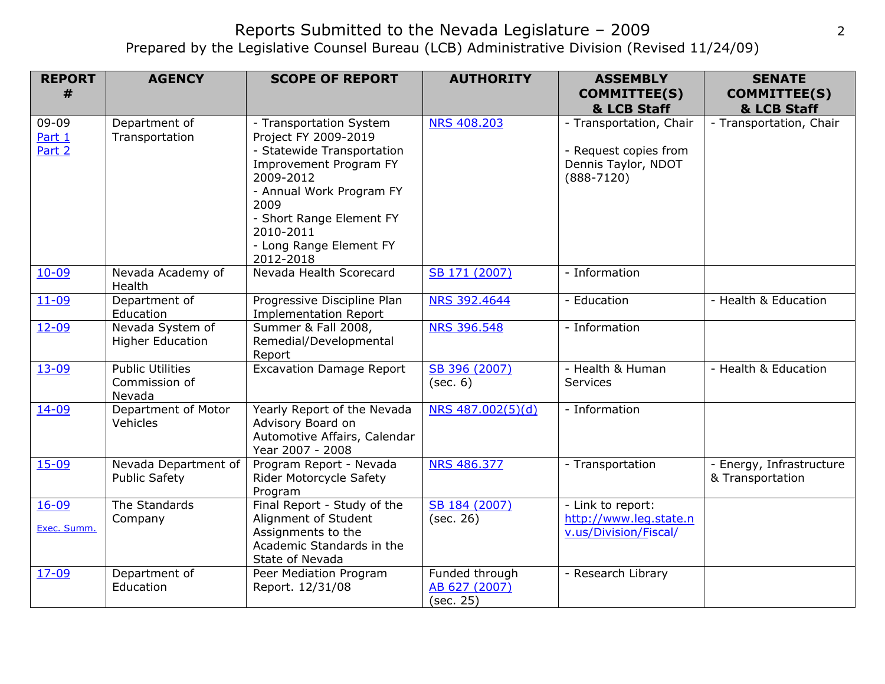# Reports Submitted to the Nevada Legislature – 2009

Prepared by the Legislative Counsel Bureau (LCB) Administrative Division (Revised 11/24/09)

| REPORT # | AGENCY | SCOPE OF REPORT | AUTHORITY | ASSEMBLY COMMITTEE(S) & LCB Staff | SENATE COMMITTEE(S) & LCB Staff |
|---|---|---|---|---|---|
| 09-09 Part 1 Part 2 | Department of Transportation | - Transportation System Project FY 2009-2019<br>- Statewide Transportation Improvement Program FY 2009-2012<br>- Annual Work Program FY 2009<br>- Short Range Element FY 2010-2011<br>- Long Range Element FY 2012-2018 | NRS 408.203 | - Transportation, Chair<br><br>- Request copies from Dennis Taylor, NDOT (888-7120) | - Transportation, Chair |
| 10-09 | Nevada Academy of Health | Nevada Health Scorecard | SB 171 (2007) | - Information | |
| 11-09 | Department of Education | Progressive Discipline Plan Implementation Report | NRS 392.4644 | - Education | - Health & Education |
| 12-09 | Nevada System of Higher Education | Summer & Fall 2008, Remedial/Developmental Report | NRS 396.548 | - Information | |
| 13-09 | Public Utilities Commission of Nevada | Excavation Damage Report | SB 396 (2007) (sec. 6) | - Health & Human Services | - Health & Education |
| 14-09 | Department of Motor Vehicles | Yearly Report of the Nevada Advisory Board on Automotive Affairs, Calendar Year 2007 - 2008 | NRS 487.002(5)(d) | - Information | |
| 15-09 | Nevada Department of Public Safety | Program Report - Nevada Rider Motorcycle Safety Program | NRS 486.377 | - Transportation | - Energy, Infrastructure & Transportation |
| 16-09 Exec. Summ. | The Standards Company | Final Report - Study of the Alignment of Student Assignments to the Academic Standards in the State of Nevada | SB 184 (2007) (sec. 26) | - Link to report: http://www.leg.state.nv.us/Division/Fiscal/ | |
| 17-09 | Department of Education | Peer Mediation Program Report. 12/31/08 | Funded through AB 627 (2007) (sec. 25) | - Research Library | |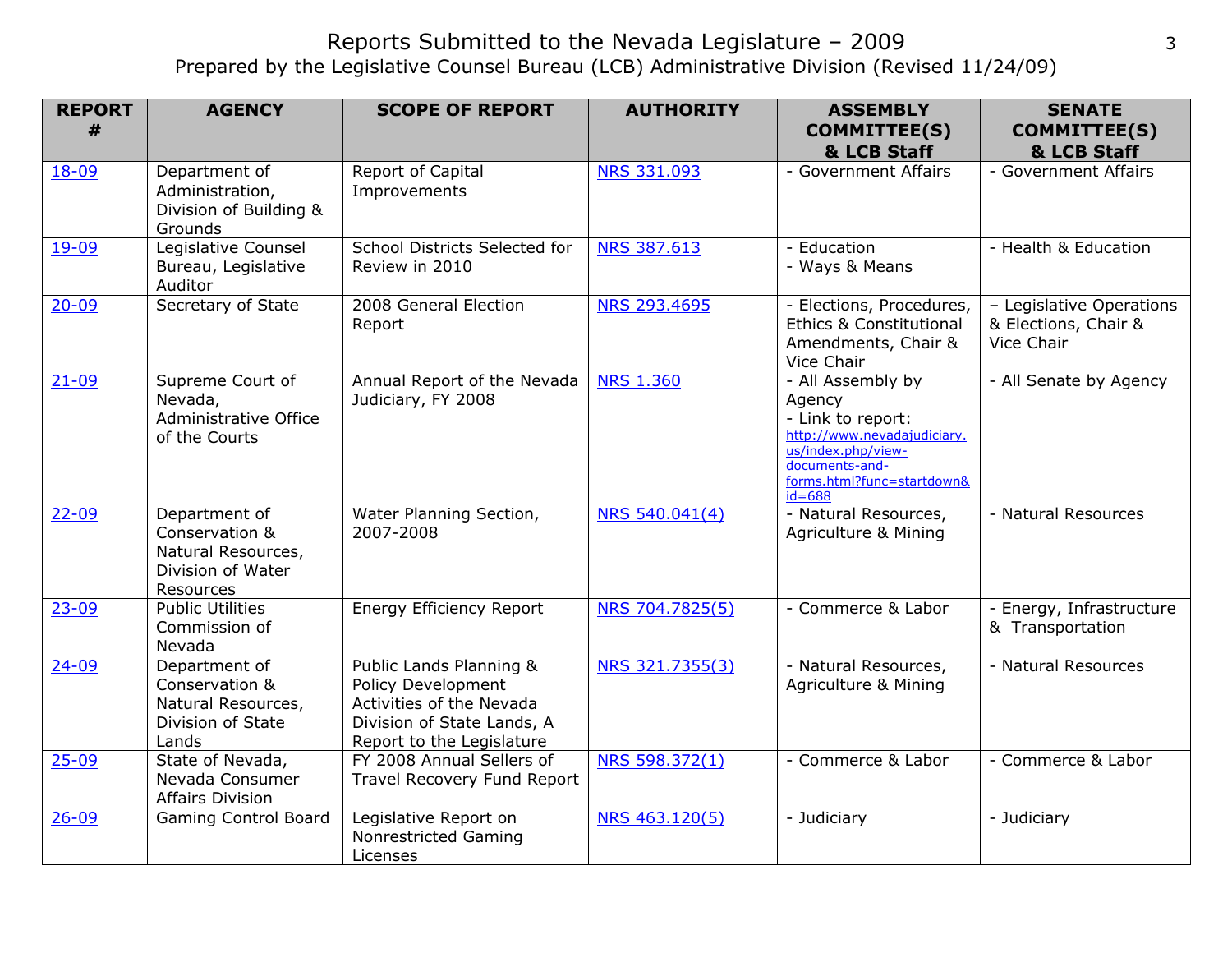# Reports Submitted to the Nevada Legislature – 2009

Prepared by the Legislative Counsel Bureau (LCB) Administrative Division (Revised 11/24/09)

| REPORT # | AGENCY | SCOPE OF REPORT | AUTHORITY | ASSEMBLY COMMITTEE(S) & LCB Staff | SENATE COMMITTEE(S) & LCB Staff |
|---|---|---|---|---|---|
| 18-09 | Department of Administration, Division of Building & Grounds | Report of Capital Improvements | NRS 331.093 | - Government Affairs | - Government Affairs |
| 19-09 | Legislative Counsel Bureau, Legislative Auditor | School Districts Selected for Review in 2010 | NRS 387.613 | - Education<br>- Ways & Means | - Health & Education |
| 20-09 | Secretary of State | 2008 General Election Report | NRS 293.4695 | - Elections, Procedures, Ethics & Constitutional Amendments, Chair & Vice Chair | – Legislative Operations & Elections, Chair & Vice Chair |
| 21-09 | Supreme Court of Nevada, Administrative Office of the Courts | Annual Report of the Nevada Judiciary, FY 2008 | NRS 1.360 | - All Assembly by Agency<br>- Link to report: http://www.nevadajudiciary.us/index.php/view-documents-and-forms.html?func=startdown&id=688 | - All Senate by Agency |
| 22-09 | Department of Conservation & Natural Resources, Division of Water Resources | Water Planning Section, 2007-2008 | NRS 540.041(4) | - Natural Resources, Agriculture & Mining | - Natural Resources |
| 23-09 | Public Utilities Commission of Nevada | Energy Efficiency Report | NRS 704.7825(5) | - Commerce & Labor | - Energy, Infrastructure & Transportation |
| 24-09 | Department of Conservation & Natural Resources, Division of State Lands | Public Lands Planning & Policy Development Activities of the Nevada Division of State Lands, A Report to the Legislature | NRS 321.7355(3) | - Natural Resources, Agriculture & Mining | - Natural Resources |
| 25-09 | State of Nevada, Nevada Consumer Affairs Division | FY 2008 Annual Sellers of Travel Recovery Fund Report | NRS 598.372(1) | - Commerce & Labor | - Commerce & Labor |
| 26-09 | Gaming Control Board | Legislative Report on Nonrestricted Gaming Licenses | NRS 463.120(5) | - Judiciary | - Judiciary |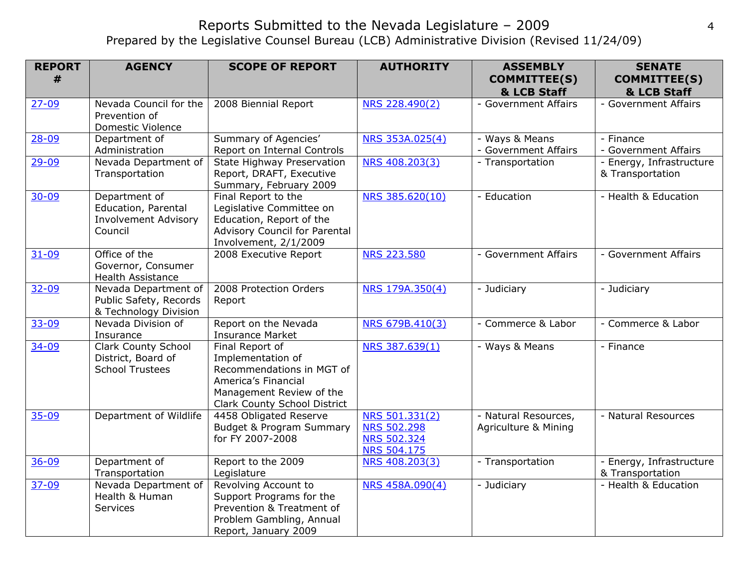# Reports Submitted to the Nevada Legislature – 2009

Prepared by the Legislative Counsel Bureau (LCB) Administrative Division (Revised 11/24/09)

| REPORT # | AGENCY | SCOPE OF REPORT | AUTHORITY | ASSEMBLY COMMITTEE(S) & LCB Staff | SENATE COMMITTEE(S) & LCB Staff |
|---|---|---|---|---|---|
| 27-09 | Nevada Council for the Prevention of Domestic Violence | 2008 Biennial Report | NRS 228.490(2) | - Government Affairs | - Government Affairs |
| 28-09 | Department of Administration | Summary of Agencies' Report on Internal Controls | NRS 353A.025(4) | - Ways & Means<br>- Government Affairs | - Finance<br>- Government Affairs |
| 29-09 | Nevada Department of Transportation | State Highway Preservation Report, DRAFT, Executive Summary, February 2009 | NRS 408.203(3) | - Transportation | - Energy, Infrastructure & Transportation |
| 30-09 | Department of Education, Parental Involvement Advisory Council | Final Report to the Legislative Committee on Education, Report of the Advisory Council for Parental Involvement, 2/1/2009 | NRS 385.620(10) | - Education | - Health & Education |
| 31-09 | Office of the Governor, Consumer Health Assistance | 2008 Executive Report | NRS 223.580 | - Government Affairs | - Government Affairs |
| 32-09 | Nevada Department of Public Safety, Records & Technology Division | 2008 Protection Orders Report | NRS 179A.350(4) | - Judiciary | - Judiciary |
| 33-09 | Nevada Division of Insurance | Report on the Nevada Insurance Market | NRS 679B.410(3) | - Commerce & Labor | - Commerce & Labor |
| 34-09 | Clark County School District, Board of School Trustees | Final Report of Implementation of Recommendations in MGT of America's Financial Management Review of the Clark County School District | NRS 387.639(1) | - Ways & Means | - Finance |
| 35-09 | Department of Wildlife | 4458 Obligated Reserve Budget & Program Summary for FY 2007-2008 | NRS 501.331(2)<br>NRS 502.298<br>NRS 502.324<br>NRS 504.175 | - Natural Resources, Agriculture & Mining | - Natural Resources |
| 36-09 | Department of Transportation | Report to the 2009 Legislature | NRS 408.203(3) | - Transportation | - Energy, Infrastructure & Transportation |
| 37-09 | Nevada Department of Health & Human Services | Revolving Account to Support Programs for the Prevention & Treatment of Problem Gambling, Annual Report, January 2009 | NRS 458A.090(4) | - Judiciary | - Health & Education |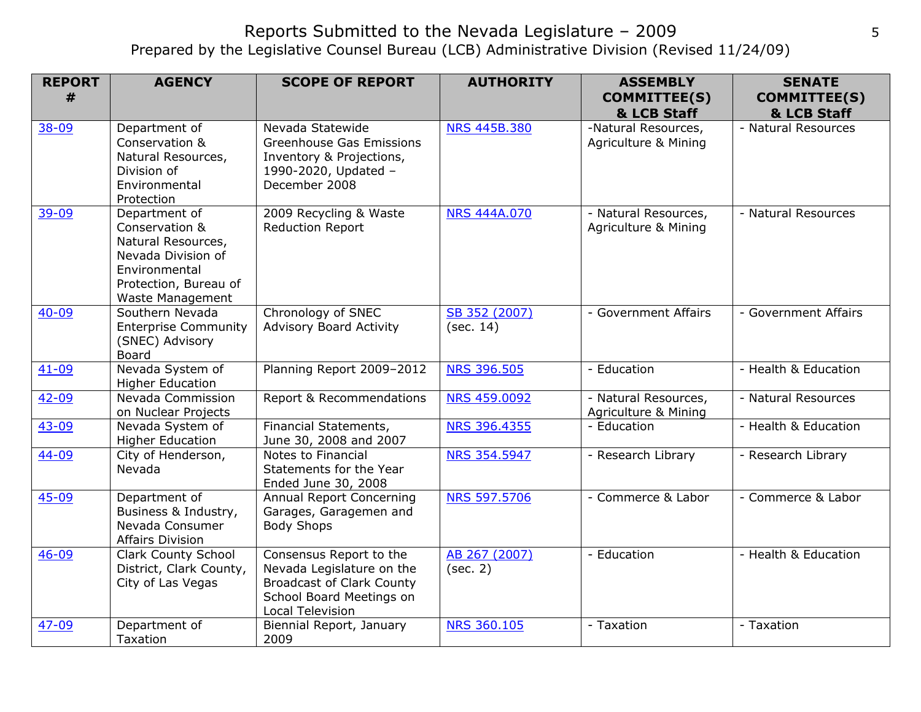# Reports Submitted to the Nevada Legislature – 2009

Prepared by the Legislative Counsel Bureau (LCB) Administrative Division (Revised 11/24/09)

| REPORT # | AGENCY | SCOPE OF REPORT | AUTHORITY | ASSEMBLY COMMITTEE(S) & LCB Staff | SENATE COMMITTEE(S) & LCB Staff |
|---|---|---|---|---|---|
| 38-09 | Department of Conservation & Natural Resources, Division of Environmental Protection | Nevada Statewide Greenhouse Gas Emissions Inventory & Projections, 1990-2020, Updated – December 2008 | NRS 445B.380 | -Natural Resources, Agriculture & Mining | - Natural Resources |
| 39-09 | Department of Conservation & Natural Resources, Nevada Division of Environmental Protection, Bureau of Waste Management | 2009 Recycling & Waste Reduction Report | NRS 444A.070 | - Natural Resources, Agriculture & Mining | - Natural Resources |
| 40-09 | Southern Nevada Enterprise Community (SNEC) Advisory Board | Chronology of SNEC Advisory Board Activity | SB 352 (2007) (sec. 14) | - Government Affairs | - Government Affairs |
| 41-09 | Nevada System of Higher Education | Planning Report 2009–2012 | NRS 396.505 | - Education | - Health & Education |
| 42-09 | Nevada Commission on Nuclear Projects | Report & Recommendations | NRS 459.0092 | - Natural Resources, Agriculture & Mining | - Natural Resources |
| 43-09 | Nevada System of Higher Education | Financial Statements, June 30, 2008 and 2007 | NRS 396.4355 | - Education | - Health & Education |
| 44-09 | City of Henderson, Nevada | Notes to Financial Statements for the Year Ended June 30, 2008 | NRS 354.5947 | - Research Library | - Research Library |
| 45-09 | Department of Business & Industry, Nevada Consumer Affairs Division | Annual Report Concerning Garages, Garagemen and Body Shops | NRS 597.5706 | - Commerce & Labor | - Commerce & Labor |
| 46-09 | Clark County School District, Clark County, City of Las Vegas | Consensus Report to the Nevada Legislature on the Broadcast of Clark County School Board Meetings on Local Television | AB 267 (2007) (sec. 2) | - Education | - Health & Education |
| 47-09 | Department of Taxation | Biennial Report, January 2009 | NRS 360.105 | - Taxation | - Taxation |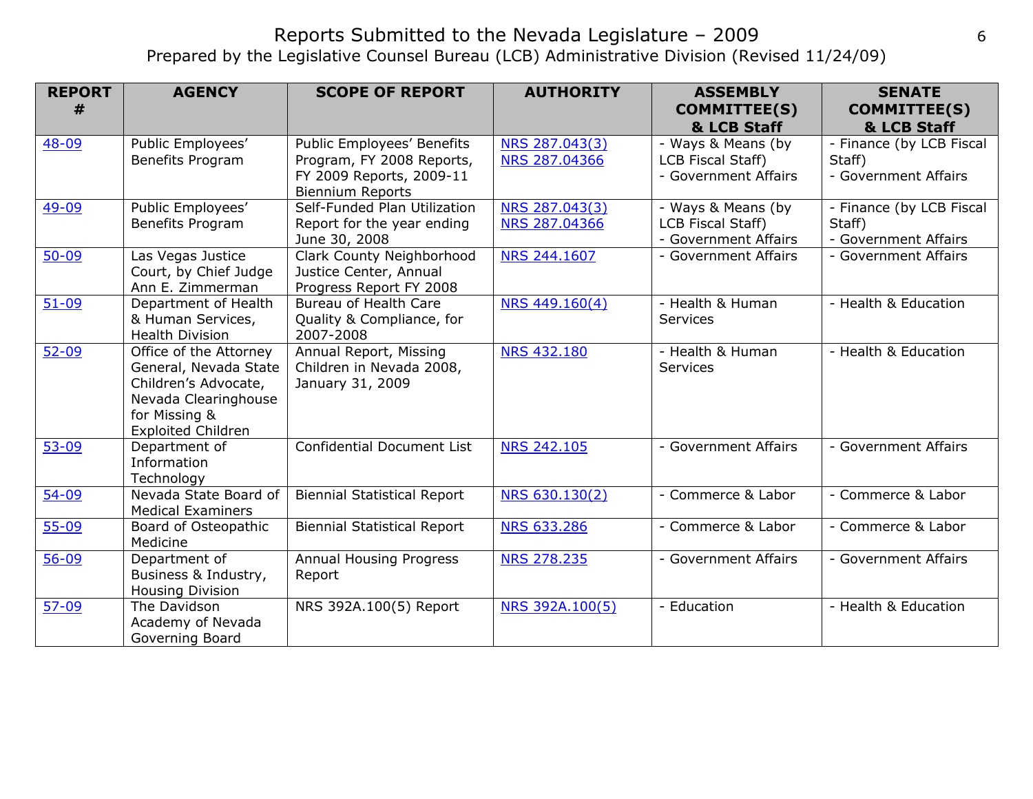# Reports Submitted to the Nevada Legislature – 2009

Prepared by the Legislative Counsel Bureau (LCB) Administrative Division (Revised 11/24/09)

| REPORT # | AGENCY | SCOPE OF REPORT | AUTHORITY | ASSEMBLY COMMITTEE(S) & LCB Staff | SENATE COMMITTEE(S) & LCB Staff |
|---|---|---|---|---|---|
| 48-09 | Public Employees' Benefits Program | Public Employees' Benefits Program, FY 2008 Reports, FY 2009 Reports, 2009-11 Biennium Reports | NRS 287.043(3) NRS 287.04366 | - Ways & Means (by LCB Fiscal Staff) - Government Affairs | - Finance (by LCB Fiscal Staff) - Government Affairs |
| 49-09 | Public Employees' Benefits Program | Self-Funded Plan Utilization Report for the year ending June 30, 2008 | NRS 287.043(3) NRS 287.04366 | - Ways & Means (by LCB Fiscal Staff) - Government Affairs | - Finance (by LCB Fiscal Staff) - Government Affairs |
| 50-09 | Las Vegas Justice Court, by Chief Judge Ann E. Zimmerman | Clark County Neighborhood Justice Center, Annual Progress Report FY 2008 | NRS 244.1607 | - Government Affairs | - Government Affairs |
| 51-09 | Department of Health & Human Services, Health Division | Bureau of Health Care Quality & Compliance, for 2007-2008 | NRS 449.160(4) | - Health & Human Services | - Health & Education |
| 52-09 | Office of the Attorney General, Nevada State Children's Advocate, Nevada Clearinghouse for Missing & Exploited Children | Annual Report, Missing Children in Nevada 2008, January 31, 2009 | NRS 432.180 | - Health & Human Services | - Health & Education |
| 53-09 | Department of Information Technology | Confidential Document List | NRS 242.105 | - Government Affairs | - Government Affairs |
| 54-09 | Nevada State Board of Medical Examiners | Biennial Statistical Report | NRS 630.130(2) | - Commerce & Labor | - Commerce & Labor |
| 55-09 | Board of Osteopathic Medicine | Biennial Statistical Report | NRS 633.286 | - Commerce & Labor | - Commerce & Labor |
| 56-09 | Department of Business & Industry, Housing Division | Annual Housing Progress Report | NRS 278.235 | - Government Affairs | - Government Affairs |
| 57-09 | The Davidson Academy of Nevada Governing Board | NRS 392A.100(5) Report | NRS 392A.100(5) | - Education | - Health & Education |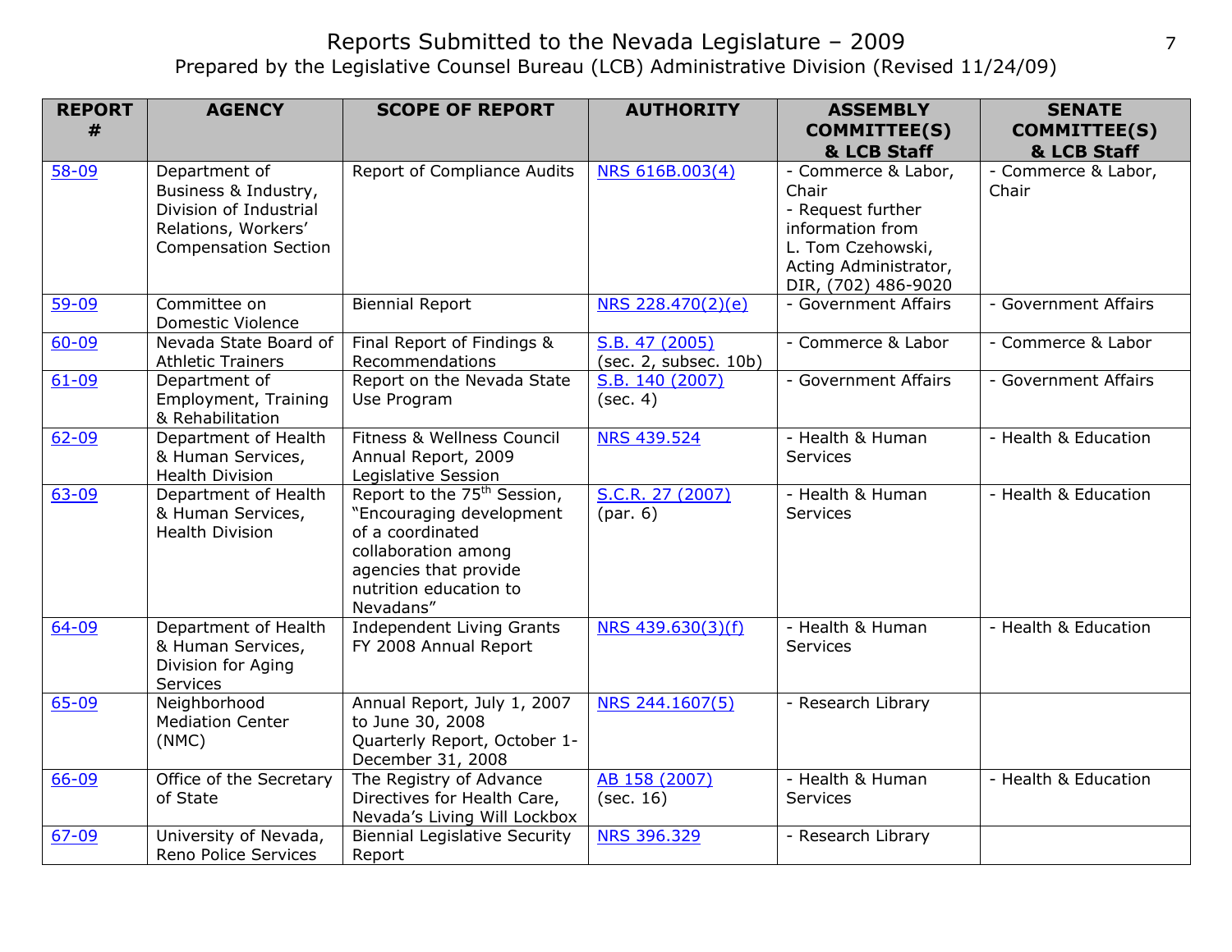# Reports Submitted to the Nevada Legislature – 2009

Prepared by the Legislative Counsel Bureau (LCB) Administrative Division (Revised 11/24/09)

| REPORT # | AGENCY | SCOPE OF REPORT | AUTHORITY | ASSEMBLY COMMITTEE(S) & LCB Staff | SENATE COMMITTEE(S) & LCB Staff |
|---|---|---|---|---|---|
| 58-09 | Department of Business & Industry, Division of Industrial Relations, Workers' Compensation Section | Report of Compliance Audits | NRS 616B.003(4) | - Commerce & Labor, Chair<br>- Request further information from L. Tom Czehowski, Acting Administrator, DIR, (702) 486-9020 | - Commerce & Labor, Chair |
| 59-09 | Committee on Domestic Violence | Biennial Report | NRS 228.470(2)(e) | - Government Affairs | - Government Affairs |
| 60-09 | Nevada State Board of Athletic Trainers | Final Report of Findings & Recommendations | S.B. 47 (2005) (sec. 2, subsec. 10b) | - Commerce & Labor | - Commerce & Labor |
| 61-09 | Department of Employment, Training & Rehabilitation | Report on the Nevada State Use Program | S.B. 140 (2007) (sec. 4) | - Government Affairs | - Government Affairs |
| 62-09 | Department of Health & Human Services, Health Division | Fitness & Wellness Council Annual Report, 2009 Legislative Session | NRS 439.524 | - Health & Human Services | - Health & Education |
| 63-09 | Department of Health & Human Services, Health Division | Report to the 75th Session, "Encouraging development of a coordinated collaboration among agencies that provide nutrition education to Nevadans" | S.C.R. 27 (2007) (par. 6) | - Health & Human Services | - Health & Education |
| 64-09 | Department of Health & Human Services, Division for Aging Services | Independent Living Grants FY 2008 Annual Report | NRS 439.630(3)(f) | - Health & Human Services | - Health & Education |
| 65-09 | Neighborhood Mediation Center (NMC) | Annual Report, July 1, 2007 to June 30, 2008<br>Quarterly Report, October 1-December 31, 2008 | NRS 244.1607(5) | - Research Library | |
| 66-09 | Office of the Secretary of State | The Registry of Advance Directives for Health Care, Nevada's Living Will Lockbox | AB 158 (2007) (sec. 16) | - Health & Human Services | - Health & Education |
| 67-09 | University of Nevada, Reno Police Services | Biennial Legislative Security Report | NRS 396.329 | - Research Library | |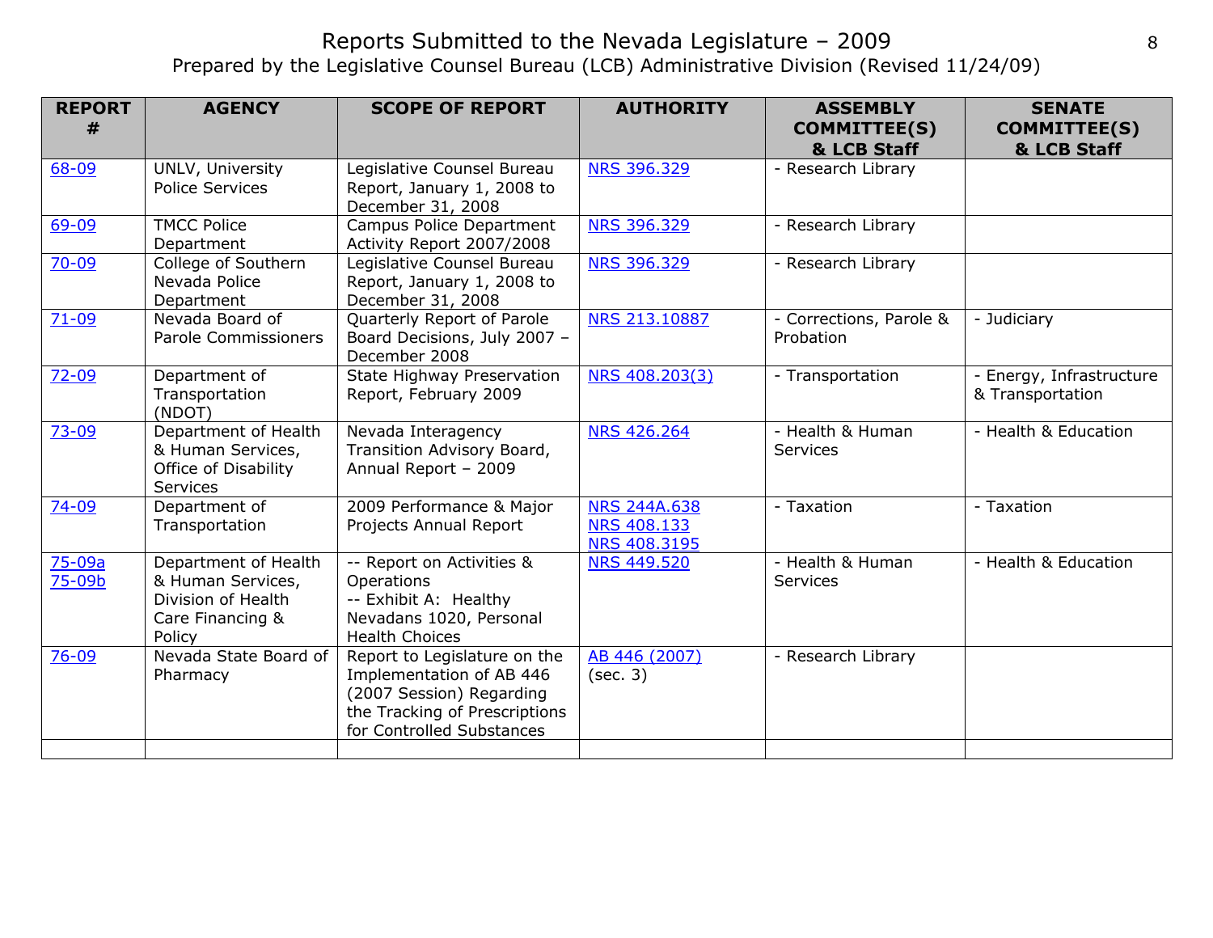# Reports Submitted to the Nevada Legislature – 2009

Prepared by the Legislative Counsel Bureau (LCB) Administrative Division (Revised 11/24/09)

| REPORT # | AGENCY | SCOPE OF REPORT | AUTHORITY | ASSEMBLY COMMITTEE(S) & LCB Staff | SENATE COMMITTEE(S) & LCB Staff |
|---|---|---|---|---|---|
| 68-09 | UNLV, University Police Services | Legislative Counsel Bureau Report, January 1, 2008 to December 31, 2008 | NRS 396.329 | - Research Library | |
| 69-09 | TMCC Police Department | Campus Police Department Activity Report 2007/2008 | NRS 396.329 | - Research Library | |
| 70-09 | College of Southern Nevada Police Department | Legislative Counsel Bureau Report, January 1, 2008 to December 31, 2008 | NRS 396.329 | - Research Library | |
| 71-09 | Nevada Board of Parole Commissioners | Quarterly Report of Parole Board Decisions, July 2007 – December 2008 | NRS 213.10887 | - Corrections, Parole & Probation | - Judiciary |
| 72-09 | Department of Transportation (NDOT) | State Highway Preservation Report, February 2009 | NRS 408.203(3) | - Transportation | - Energy, Infrastructure & Transportation |
| 73-09 | Department of Health & Human Services, Office of Disability Services | Nevada Interagency Transition Advisory Board, Annual Report – 2009 | NRS 426.264 | - Health & Human Services | - Health & Education |
| 74-09 | Department of Transportation | 2009 Performance & Major Projects Annual Report | NRS 244A.638<br>NRS 408.133<br>NRS 408.3195 | - Taxation | - Taxation |
| 75-09a<br>75-09b | Department of Health & Human Services, Division of Health Care Financing & Policy | -- Report on Activities & Operations<br>-- Exhibit A: Healthy Nevadans 1020, Personal Health Choices | NRS 449.520 | - Health & Human Services | - Health & Education |
| 76-09 | Nevada State Board of Pharmacy | Report to Legislature on the Implementation of AB 446 (2007 Session) Regarding the Tracking of Prescriptions for Controlled Substances | AB 446 (2007) (sec. 3) | - Research Library | |
| | | | | | |